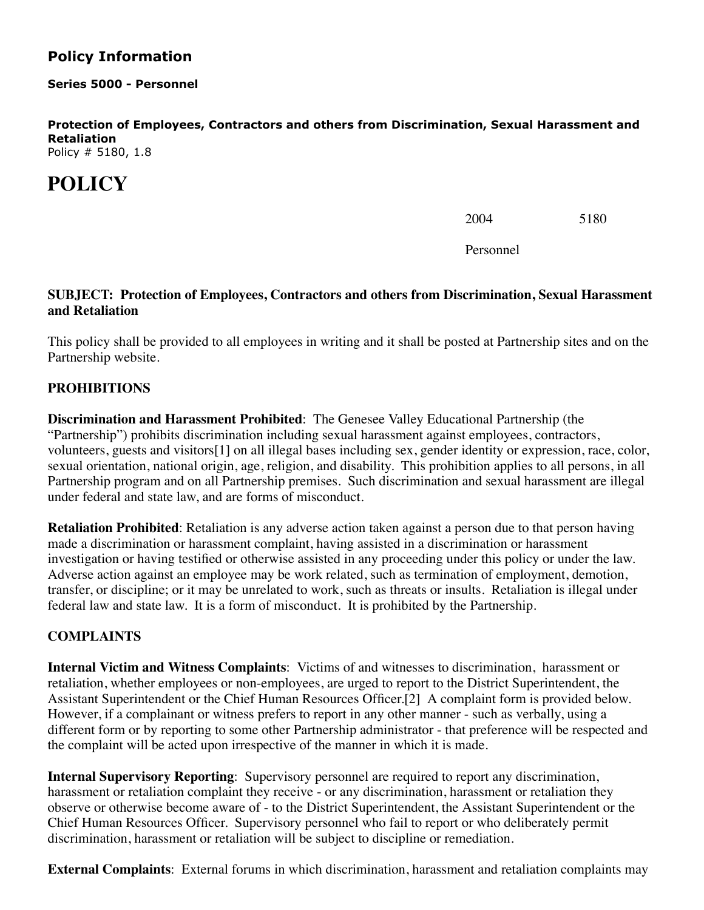## Policy Information

**Series 5000 - Personnel**

**Protection of Employees, Contractors and others from Discrimination, Sexual Harassment and Retaliation**
Policy # 5180, 1.8

# POLICY

2004 5180

Personnel

**SUBJECT: Protection of Employees, Contractors and others from Discrimination, Sexual Harassment and Retaliation**

This policy shall be provided to all employees in writing and it shall be posted at Partnership sites and on the Partnership website.

**PROHIBITIONS**

**Discrimination and Harassment Prohibited**: The Genesee Valley Educational Partnership (the "Partnership") prohibits discrimination including sexual harassment against employees, contractors, volunteers, guests and visitors[1] on all illegal bases including sex, gender identity or expression, race, color, sexual orientation, national origin, age, religion, and disability. This prohibition applies to all persons, in all Partnership program and on all Partnership premises. Such discrimination and sexual harassment are illegal under federal and state law, and are forms of misconduct.

**Retaliation Prohibited**: Retaliation is any adverse action taken against a person due to that person having made a discrimination or harassment complaint, having assisted in a discrimination or harassment investigation or having testified or otherwise assisted in any proceeding under this policy or under the law. Adverse action against an employee may be work related, such as termination of employment, demotion, transfer, or discipline; or it may be unrelated to work, such as threats or insults. Retaliation is illegal under federal law and state law. It is a form of misconduct. It is prohibited by the Partnership.

**COMPLAINTS**

**Internal Victim and Witness Complaints**: Victims of and witnesses to discrimination, harassment or retaliation, whether employees or non-employees, are urged to report to the District Superintendent, the Assistant Superintendent or the Chief Human Resources Officer.[2] A complaint form is provided below. However, if a complainant or witness prefers to report in any other manner - such as verbally, using a different form or by reporting to some other Partnership administrator - that preference will be respected and the complaint will be acted upon irrespective of the manner in which it is made.

**Internal Supervisory Reporting**: Supervisory personnel are required to report any discrimination, harassment or retaliation complaint they receive - or any discrimination, harassment or retaliation they observe or otherwise become aware of - to the District Superintendent, the Assistant Superintendent or the Chief Human Resources Officer. Supervisory personnel who fail to report or who deliberately permit discrimination, harassment or retaliation will be subject to discipline or remediation.

**External Complaints**: External forums in which discrimination, harassment and retaliation complaints may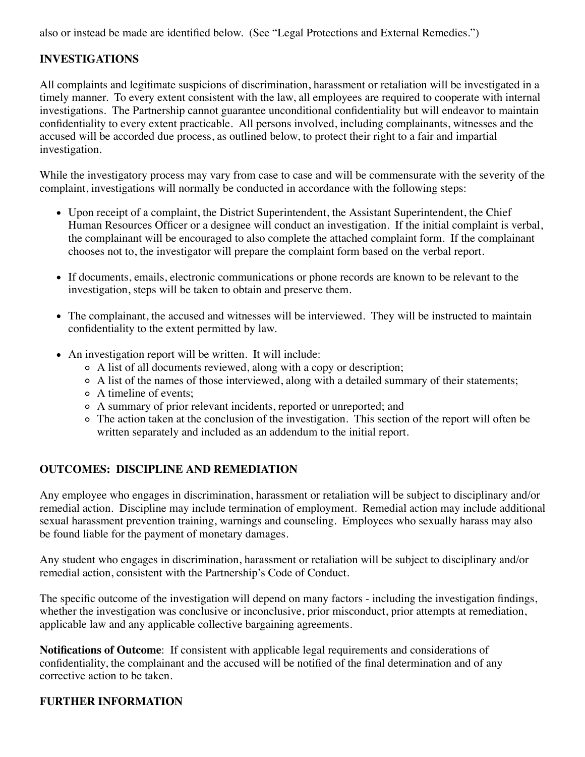also or instead be made are identified below. (See "Legal Protections and External Remedies.")

## INVESTIGATIONS

All complaints and legitimate suspicions of discrimination, harassment or retaliation will be investigated in a timely manner. To every extent consistent with the law, all employees are required to cooperate with internal investigations. The Partnership cannot guarantee unconditional confidentiality but will endeavor to maintain confidentiality to every extent practicable. All persons involved, including complainants, witnesses and the accused will be accorded due process, as outlined below, to protect their right to a fair and impartial investigation.

While the investigatory process may vary from case to case and will be commensurate with the severity of the complaint, investigations will normally be conducted in accordance with the following steps:

- Upon receipt of a complaint, the District Superintendent, the Assistant Superintendent, the Chief Human Resources Officer or a designee will conduct an investigation. If the initial complaint is verbal, the complainant will be encouraged to also complete the attached complaint form. If the complainant chooses not to, the investigator will prepare the complaint form based on the verbal report.

- If documents, emails, electronic communications or phone records are known to be relevant to the investigation, steps will be taken to obtain and preserve them.

- The complainant, the accused and witnesses will be interviewed. They will be instructed to maintain confidentiality to the extent permitted by law.

- An investigation report will be written. It will include:
  - A list of all documents reviewed, along with a copy or description;
  - A list of the names of those interviewed, along with a detailed summary of their statements;
  - A timeline of events;
  - A summary of prior relevant incidents, reported or unreported; and
  - The action taken at the conclusion of the investigation. This section of the report will often be written separately and included as an addendum to the initial report.

## OUTCOMES: DISCIPLINE AND REMEDIATION

Any employee who engages in discrimination, harassment or retaliation will be subject to disciplinary and/or remedial action. Discipline may include termination of employment. Remedial action may include additional sexual harassment prevention training, warnings and counseling. Employees who sexually harass may also be found liable for the payment of monetary damages.

Any student who engages in discrimination, harassment or retaliation will be subject to disciplinary and/or remedial action, consistent with the Partnership's Code of Conduct.

The specific outcome of the investigation will depend on many factors - including the investigation findings, whether the investigation was conclusive or inconclusive, prior misconduct, prior attempts at remediation, applicable law and any applicable collective bargaining agreements.

**Notifications of Outcome**: If consistent with applicable legal requirements and considerations of confidentiality, the complainant and the accused will be notified of the final determination and of any corrective action to be taken.

## FURTHER INFORMATION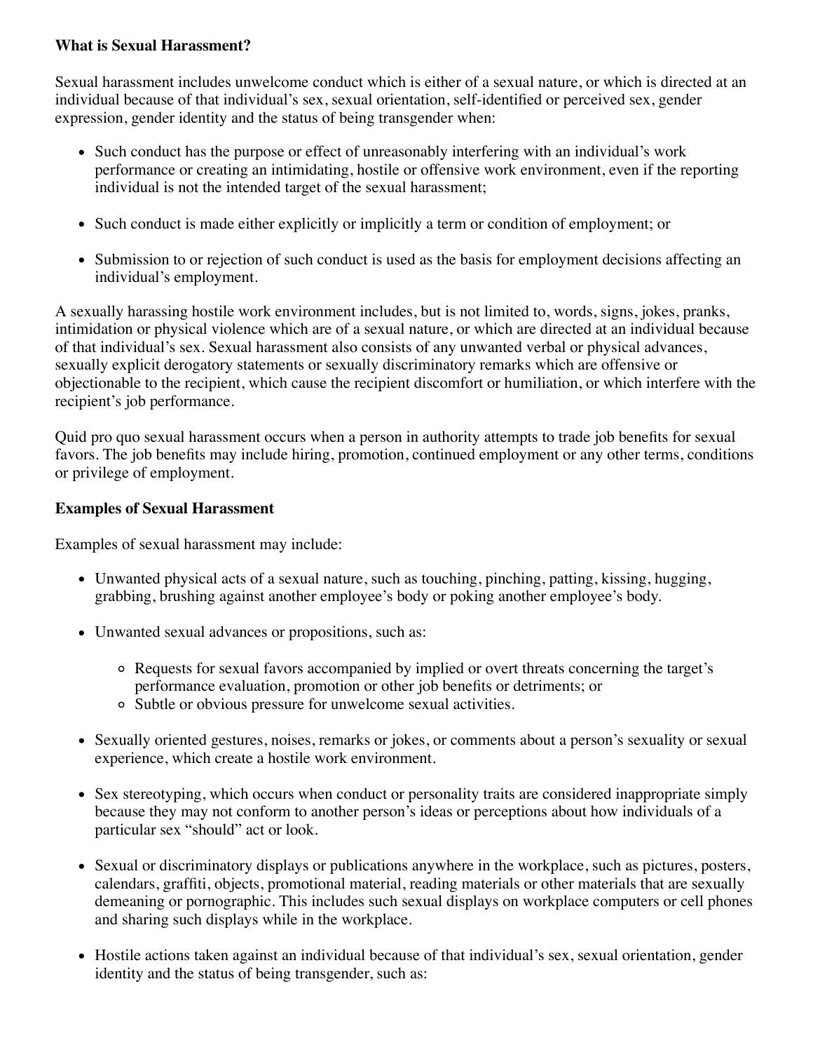**What is Sexual Harassment?**

Sexual harassment includes unwelcome conduct which is either of a sexual nature, or which is directed at an individual because of that individual's sex, sexual orientation, self-identified or perceived sex, gender expression, gender identity and the status of being transgender when:

- Such conduct has the purpose or effect of unreasonably interfering with an individual's work performance or creating an intimidating, hostile or offensive work environment, even if the reporting individual is not the intended target of the sexual harassment;
- Such conduct is made either explicitly or implicitly a term or condition of employment; or
- Submission to or rejection of such conduct is used as the basis for employment decisions affecting an individual's employment.

A sexually harassing hostile work environment includes, but is not limited to, words, signs, jokes, pranks, intimidation or physical violence which are of a sexual nature, or which are directed at an individual because of that individual's sex. Sexual harassment also consists of any unwanted verbal or physical advances, sexually explicit derogatory statements or sexually discriminatory remarks which are offensive or objectionable to the recipient, which cause the recipient discomfort or humiliation, or which interfere with the recipient's job performance.

Quid pro quo sexual harassment occurs when a person in authority attempts to trade job benefits for sexual favors. The job benefits may include hiring, promotion, continued employment or any other terms, conditions or privilege of employment.

**Examples of Sexual Harassment**

Examples of sexual harassment may include:

- Unwanted physical acts of a sexual nature, such as touching, pinching, patting, kissing, hugging, grabbing, brushing against another employee's body or poking another employee's body.
- Unwanted sexual advances or propositions, such as:
    - Requests for sexual favors accompanied by implied or overt threats concerning the target's performance evaluation, promotion or other job benefits or detriments; or
    - Subtle or obvious pressure for unwelcome sexual activities.
- Sexually oriented gestures, noises, remarks or jokes, or comments about a person's sexuality or sexual experience, which create a hostile work environment.
- Sex stereotyping, which occurs when conduct or personality traits are considered inappropriate simply because they may not conform to another person's ideas or perceptions about how individuals of a particular sex "should" act or look.
- Sexual or discriminatory displays or publications anywhere in the workplace, such as pictures, posters, calendars, graffiti, objects, promotional material, reading materials or other materials that are sexually demeaning or pornographic. This includes such sexual displays on workplace computers or cell phones and sharing such displays while in the workplace.
- Hostile actions taken against an individual because of that individual's sex, sexual orientation, gender identity and the status of being transgender, such as: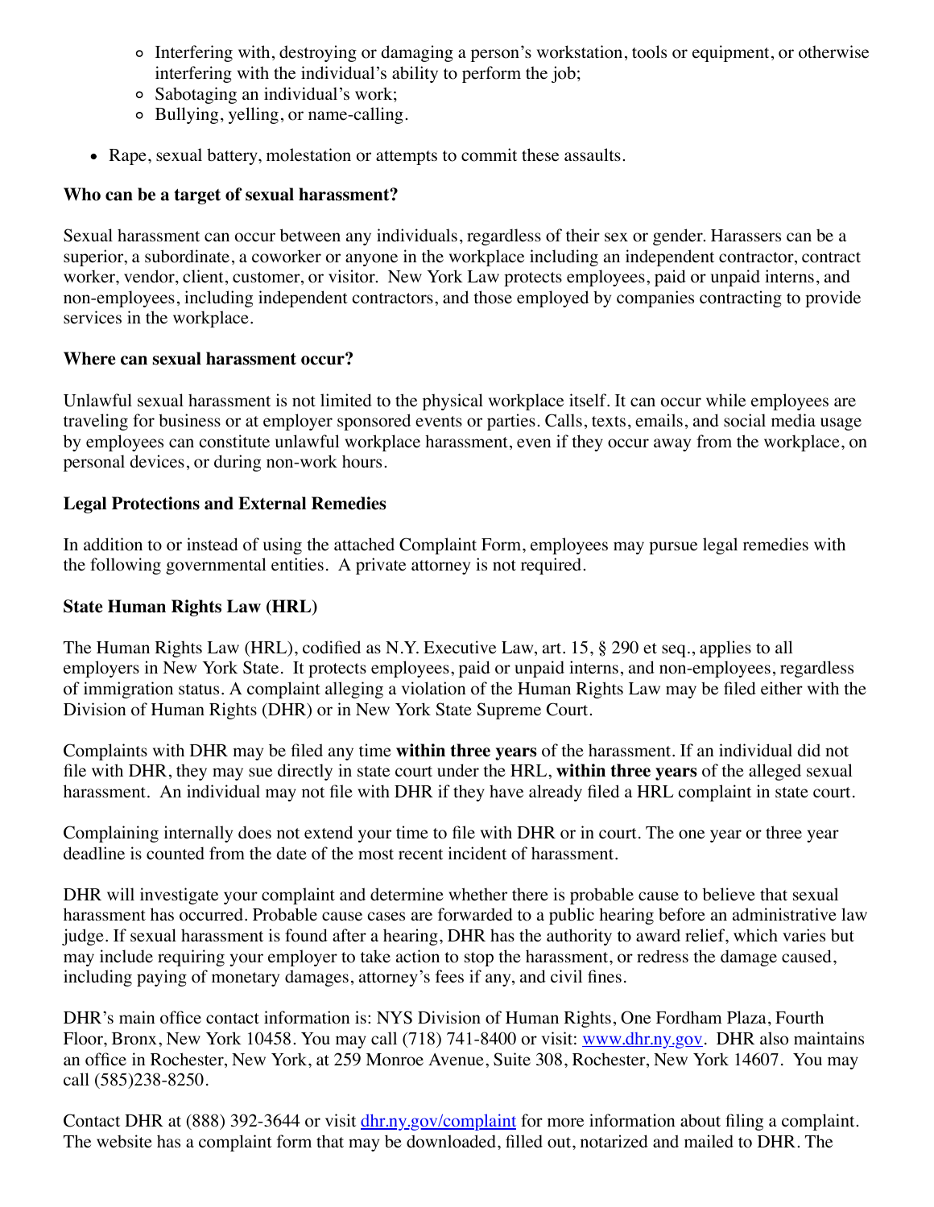- Interfering with, destroying or damaging a person's workstation, tools or equipment, or otherwise interfering with the individual's ability to perform the job;
  - Sabotaging an individual's work;
  - Bullying, yelling, or name-calling.

- Rape, sexual battery, molestation or attempts to commit these assaults.

**Who can be a target of sexual harassment?**

Sexual harassment can occur between any individuals, regardless of their sex or gender. Harassers can be a superior, a subordinate, a coworker or anyone in the workplace including an independent contractor, contract worker, vendor, client, customer, or visitor. New York Law protects employees, paid or unpaid interns, and non-employees, including independent contractors, and those employed by companies contracting to provide services in the workplace.

**Where can sexual harassment occur?**

Unlawful sexual harassment is not limited to the physical workplace itself. It can occur while employees are traveling for business or at employer sponsored events or parties. Calls, texts, emails, and social media usage by employees can constitute unlawful workplace harassment, even if they occur away from the workplace, on personal devices, or during non-work hours.

**Legal Protections and External Remedies**

In addition to or instead of using the attached Complaint Form, employees may pursue legal remedies with the following governmental entities. A private attorney is not required.

**State Human Rights Law (HRL)**

The Human Rights Law (HRL), codified as N.Y. Executive Law, art. 15, § 290 et seq., applies to all employers in New York State. It protects employees, paid or unpaid interns, and non-employees, regardless of immigration status. A complaint alleging a violation of the Human Rights Law may be filed either with the Division of Human Rights (DHR) or in New York State Supreme Court.

Complaints with DHR may be filed any time **within three years** of the harassment. If an individual did not file with DHR, they may sue directly in state court under the HRL, **within three years** of the alleged sexual harassment. An individual may not file with DHR if they have already filed a HRL complaint in state court.

Complaining internally does not extend your time to file with DHR or in court. The one year or three year deadline is counted from the date of the most recent incident of harassment.

DHR will investigate your complaint and determine whether there is probable cause to believe that sexual harassment has occurred. Probable cause cases are forwarded to a public hearing before an administrative law judge. If sexual harassment is found after a hearing, DHR has the authority to award relief, which varies but may include requiring your employer to take action to stop the harassment, or redress the damage caused, including paying of monetary damages, attorney's fees if any, and civil fines.

DHR's main office contact information is: NYS Division of Human Rights, One Fordham Plaza, Fourth Floor, Bronx, New York 10458. You may call (718) 741-8400 or visit: [www.dhr.ny.gov](www.dhr.ny.gov). DHR also maintains an office in Rochester, New York, at 259 Monroe Avenue, Suite 308, Rochester, New York 14607. You may call (585)238-8250.

Contact DHR at (888) 392-3644 or visit [dhr.ny.gov/complaint](dhr.ny.gov/complaint) for more information about filing a complaint. The website has a complaint form that may be downloaded, filled out, notarized and mailed to DHR. The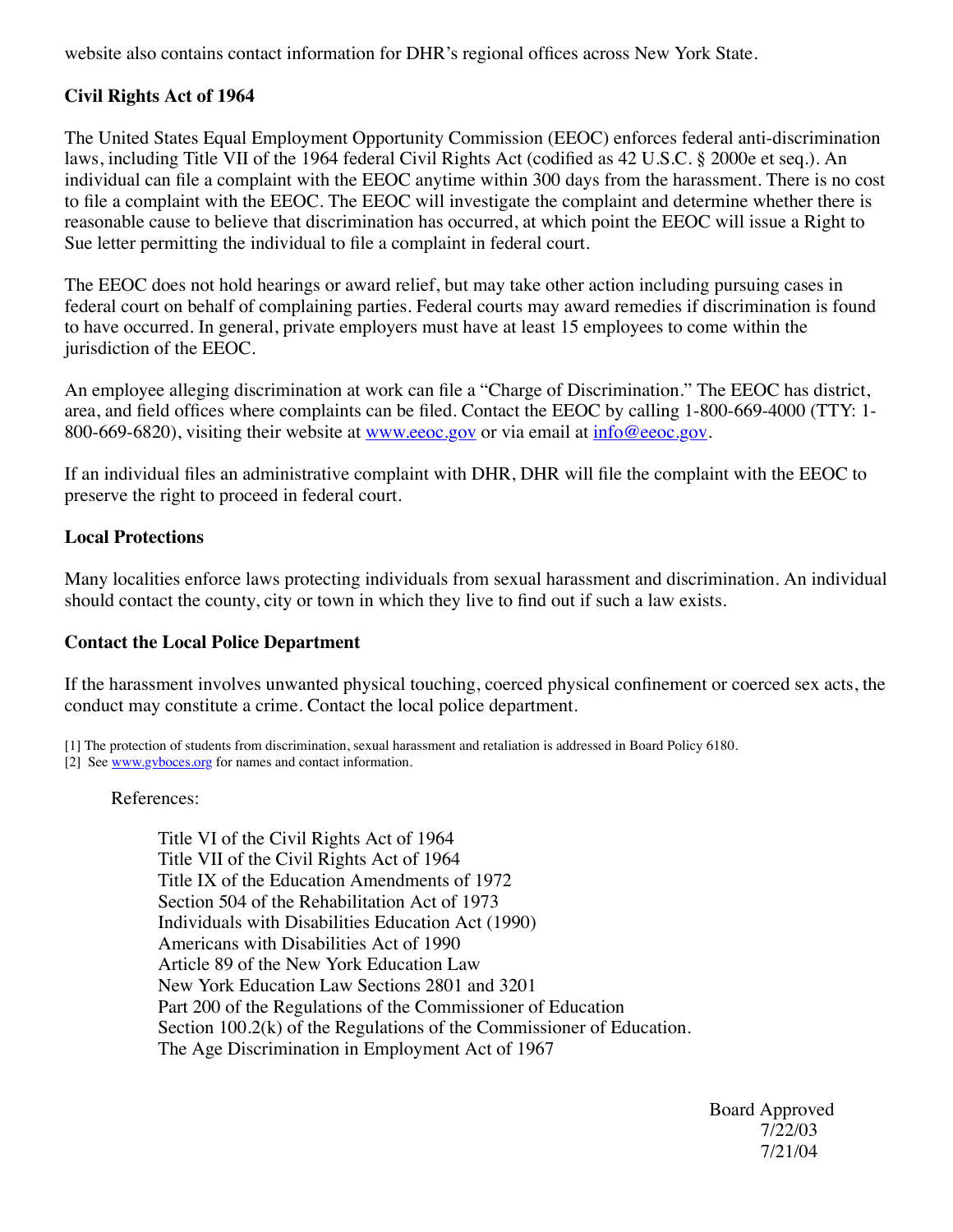website also contains contact information for DHR's regional offices across New York State.

**Civil Rights Act of 1964**

The United States Equal Employment Opportunity Commission (EEOC) enforces federal anti-discrimination laws, including Title VII of the 1964 federal Civil Rights Act (codified as 42 U.S.C. § 2000e et seq.). An individual can file a complaint with the EEOC anytime within 300 days from the harassment. There is no cost to file a complaint with the EEOC. The EEOC will investigate the complaint and determine whether there is reasonable cause to believe that discrimination has occurred, at which point the EEOC will issue a Right to Sue letter permitting the individual to file a complaint in federal court.

The EEOC does not hold hearings or award relief, but may take other action including pursuing cases in federal court on behalf of complaining parties. Federal courts may award remedies if discrimination is found to have occurred. In general, private employers must have at least 15 employees to come within the jurisdiction of the EEOC.

An employee alleging discrimination at work can file a "Charge of Discrimination." The EEOC has district, area, and field offices where complaints can be filed. Contact the EEOC by calling 1-800-669-4000 (TTY: 1-800-669-6820), visiting their website at www.eeoc.gov or via email at info@eeoc.gov.

If an individual files an administrative complaint with DHR, DHR will file the complaint with the EEOC to preserve the right to proceed in federal court.

**Local Protections**

Many localities enforce laws protecting individuals from sexual harassment and discrimination. An individual should contact the county, city or town in which they live to find out if such a law exists.

**Contact the Local Police Department**

If the harassment involves unwanted physical touching, coerced physical confinement or coerced sex acts, the conduct may constitute a crime. Contact the local police department.

[1] The protection of students from discrimination, sexual harassment and retaliation is addressed in Board Policy 6180.
[2] See www.gvboces.org for names and contact information.

References:

Title VI of the Civil Rights Act of 1964
Title VII of the Civil Rights Act of 1964
Title IX of the Education Amendments of 1972
Section 504 of the Rehabilitation Act of 1973
Individuals with Disabilities Education Act (1990)
Americans with Disabilities Act of 1990
Article 89 of the New York Education Law
New York Education Law Sections 2801 and 3201
Part 200 of the Regulations of the Commissioner of Education
Section 100.2(k) of the Regulations of the Commissioner of Education.
The Age Discrimination in Employment Act of 1967

Board Approved
7/22/03
7/21/04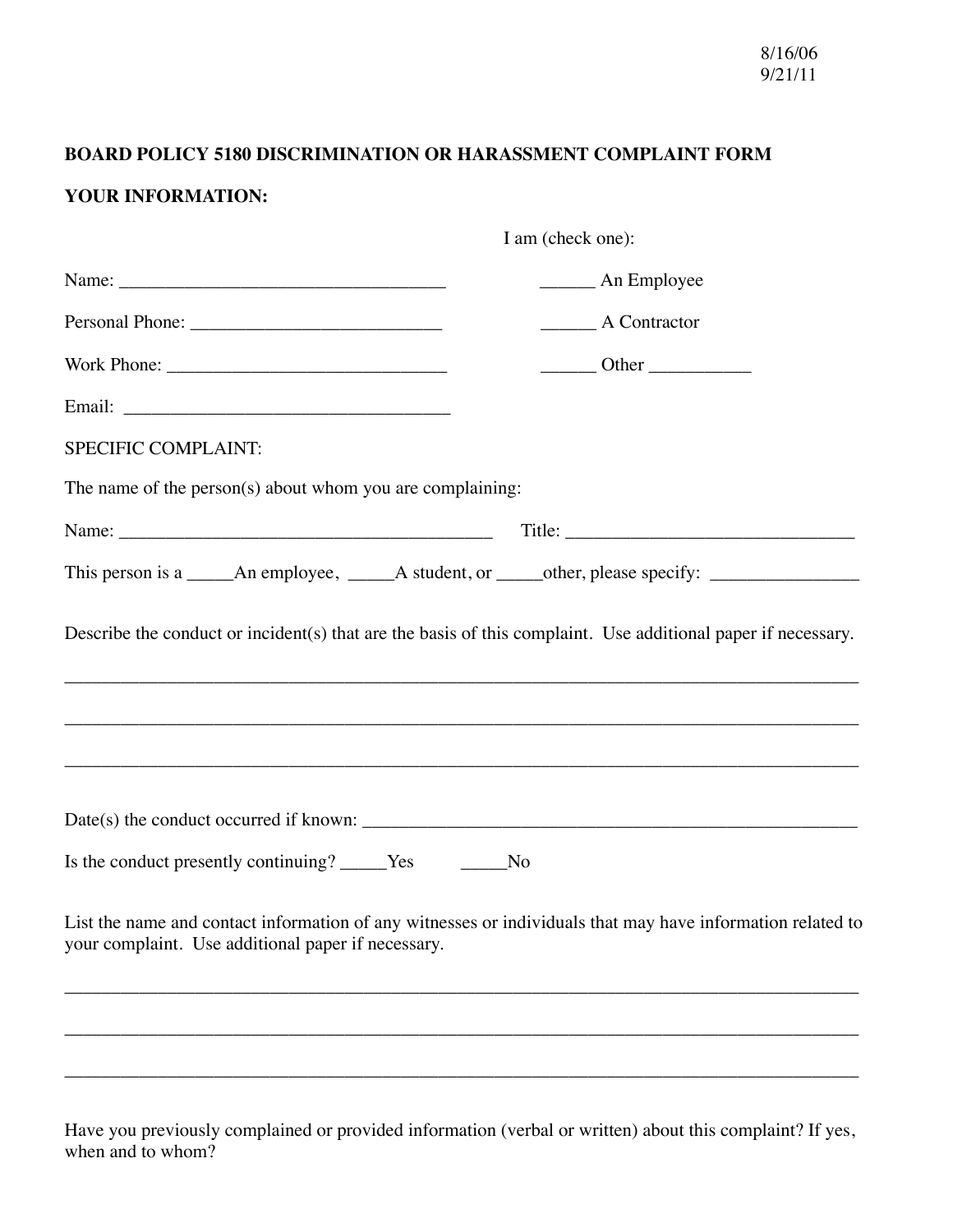8/16/06
9/21/11

**BOARD POLICY 5180 DISCRIMINATION OR HARASSMENT COMPLAINT FORM**

**YOUR INFORMATION:**

I am (check one):

Name: ___________________________________ ______ An Employee

Personal Phone: ___________________________ ______ A Contractor

Work Phone: ______________________________ ______ Other ___________

Email: ___________________________________

SPECIFIC COMPLAINT:

The name of the person(s) about whom you are complaining:

Name: ________________________________________ Title: _______________________________

This person is a _____An employee, _____A student, or _____other, please specify: ________________

Describe the conduct or incident(s) that are the basis of this complaint. Use additional paper if necessary.

_____________________________________________________________________________________

_____________________________________________________________________________________

_____________________________________________________________________________________

Date(s) the conduct occurred if known: ________________________________________________________

Is the conduct presently continuing? _____Yes _____No

List the name and contact information of any witnesses or individuals that may have information related to your complaint. Use additional paper if necessary.

_____________________________________________________________________________________

_____________________________________________________________________________________

_____________________________________________________________________________________

Have you previously complained or provided information (verbal or written) about this complaint? If yes, when and to whom?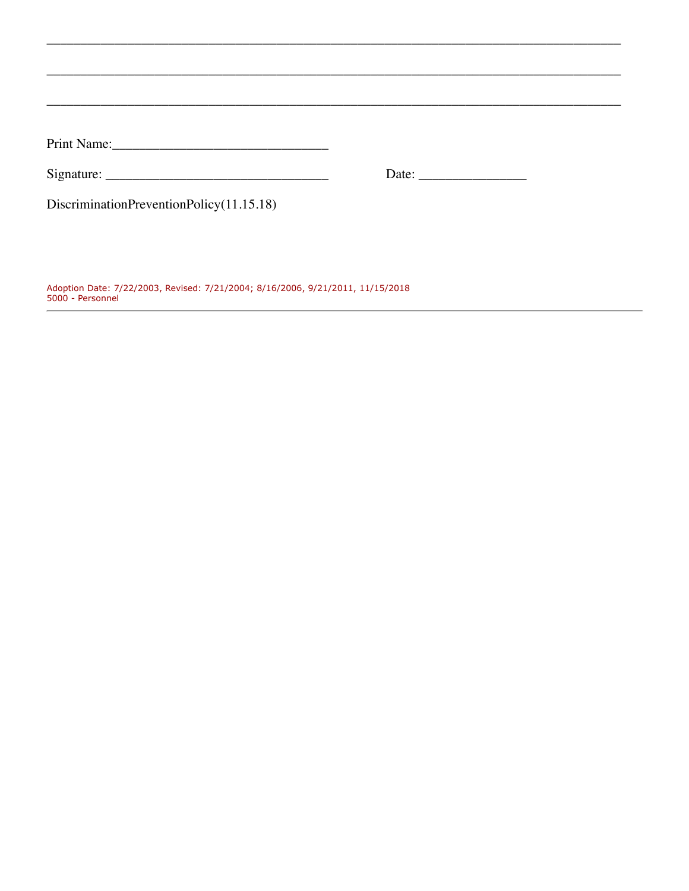\_\_\_\_\_\_\_\_\_\_\_\_\_\_\_\_\_\_\_\_\_\_\_\_\_\_\_\_\_\_\_\_\_\_\_\_\_\_\_\_\_\_\_\_\_\_\_\_\_\_\_\_\_\_\_\_\_\_\_\_\_\_\_\_\_\_\_\_\_\_\_\_\_\_\_\_\_\_\_\_\_\_

\_\_\_\_\_\_\_\_\_\_\_\_\_\_\_\_\_\_\_\_\_\_\_\_\_\_\_\_\_\_\_\_\_\_\_\_\_\_\_\_\_\_\_\_\_\_\_\_\_\_\_\_\_\_\_\_\_\_\_\_\_\_\_\_\_\_\_\_\_\_\_\_\_\_\_\_\_\_\_\_\_\_

\_\_\_\_\_\_\_\_\_\_\_\_\_\_\_\_\_\_\_\_\_\_\_\_\_\_\_\_\_\_\_\_\_\_\_\_\_\_\_\_\_\_\_\_\_\_\_\_\_\_\_\_\_\_\_\_\_\_\_\_\_\_\_\_\_\_\_\_\_\_\_\_\_\_\_\_\_\_\_\_\_\_

Print Name:\_\_\_\_\_\_\_\_\_\_\_\_\_\_\_\_\_\_\_\_\_\_\_\_\_\_\_\_\_\_\_\_

Signature: \_\_\_\_\_\_\_\_\_\_\_\_\_\_\_\_\_\_\_\_\_\_\_\_\_\_\_\_\_\_\_\_ Date: \_\_\_\_\_\_\_\_\_\_\_\_\_\_\_\_

DiscriminationPreventionPolicy(11.15.18)

Adoption Date: 7/22/2003, Revised: 7/21/2004; 8/16/2006, 9/21/2011, 11/15/2018
5000 - Personnel